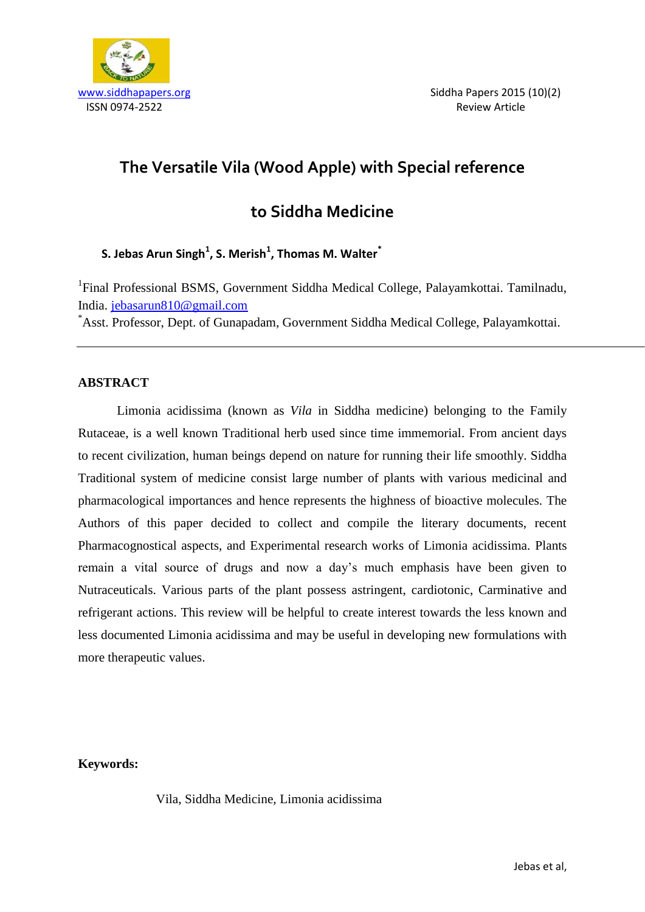www.siddhapapers.org
ISSN 0974-2522

Siddha Papers 2015 (10)(2)
Review Article

# The Versatile Vila (Wood Apple) with Special reference to Siddha Medicine

**S. Jebas Arun Singh[1], S. Merish[1], Thomas M. Walter[*]**

[1]Final Professional BSMS, Government Siddha Medical College, Palayamkottai. Tamilnadu, India. jebasarun810@gmail.com
[*]Asst. Professor, Dept. of Gunapadam, Government Siddha Medical College, Palayamkottai.

---

## ABSTRACT

Limonia acidissima (known as *Vila* in Siddha medicine) belonging to the Family Rutaceae, is a well known Traditional herb used since time immemorial. From ancient days to recent civilization, human beings depend on nature for running their life smoothly. Siddha Traditional system of medicine consist large number of plants with various medicinal and pharmacological importances and hence represents the highness of bioactive molecules. The Authors of this paper decided to collect and compile the literary documents, recent Pharmacognostical aspects, and Experimental research works of Limonia acidissima. Plants remain a vital source of drugs and now a day's much emphasis have been given to Nutraceuticals. Various parts of the plant possess astringent, cardiotonic, Carminative and refrigerant actions. This review will be helpful to create interest towards the less known and less documented Limonia acidissima and may be useful in developing new formulations with more therapeutic values.

**Keywords:**

Vila, Siddha Medicine, Limonia acidissima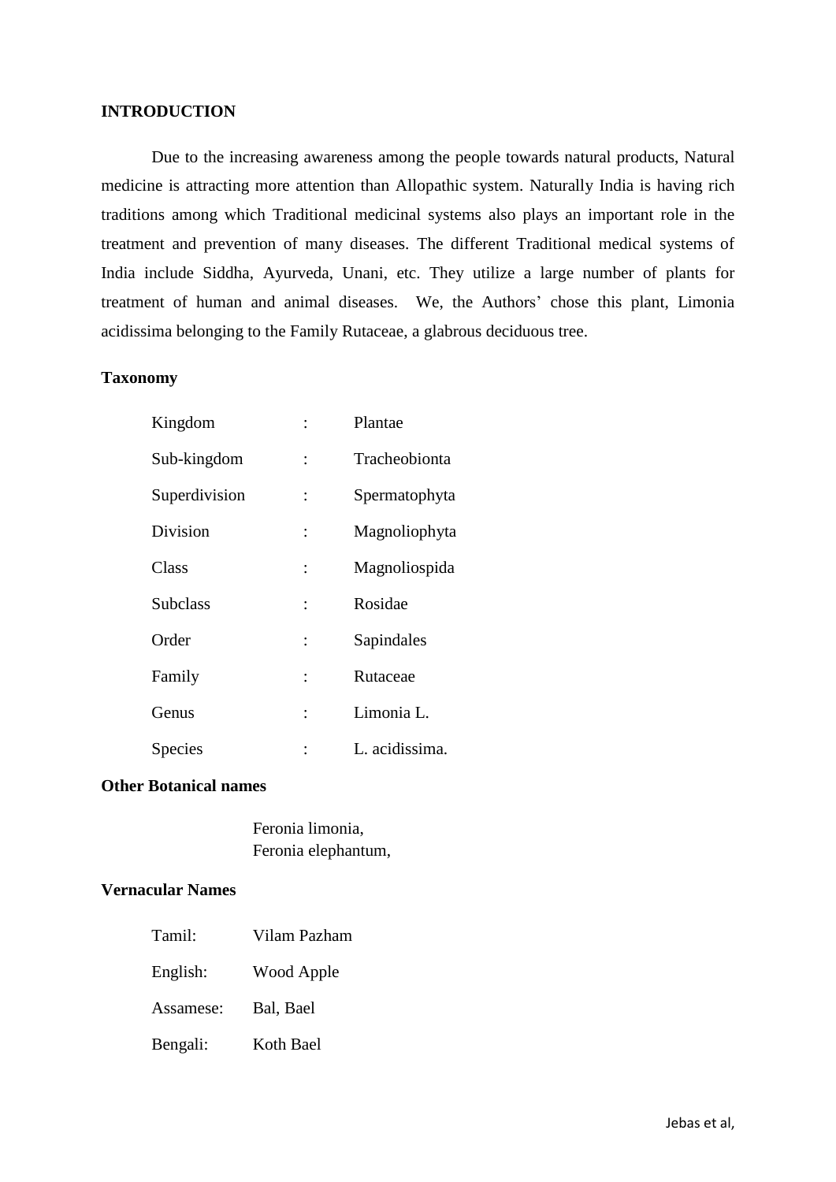## INTRODUCTION

Due to the increasing awareness among the people towards natural products, Natural medicine is attracting more attention than Allopathic system. Naturally India is having rich traditions among which Traditional medicinal systems also plays an important role in the treatment and prevention of many diseases. The different Traditional medical systems of India include Siddha, Ayurveda, Unani, etc. They utilize a large number of plants for treatment of human and animal diseases. We, the Authors' chose this plant, Limonia acidissima belonging to the Family Rutaceae, a glabrous deciduous tree.

### Taxonomy

| | | |
|---|---|---|
| Kingdom | : | Plantae |
| Sub-kingdom | : | Tracheobionta |
| Superdivision | : | Spermatophyta |
| Division | : | Magnoliophyta |
| Class | : | Magnoliospida |
| Subclass | : | Rosidae |
| Order | : | Sapindales |
| Family | : | Rutaceae |
| Genus | : | Limonia L. |
| Species | : | L. acidissima. |

### Other Botanical names

Feronia limonia,
Feronia elephantum,

### Vernacular Names

| | |
|---|---|
| Tamil: | Vilam Pazham |
| English: | Wood Apple |
| Assamese: | Bal, Bael |
| Bengali: | Koth Bael |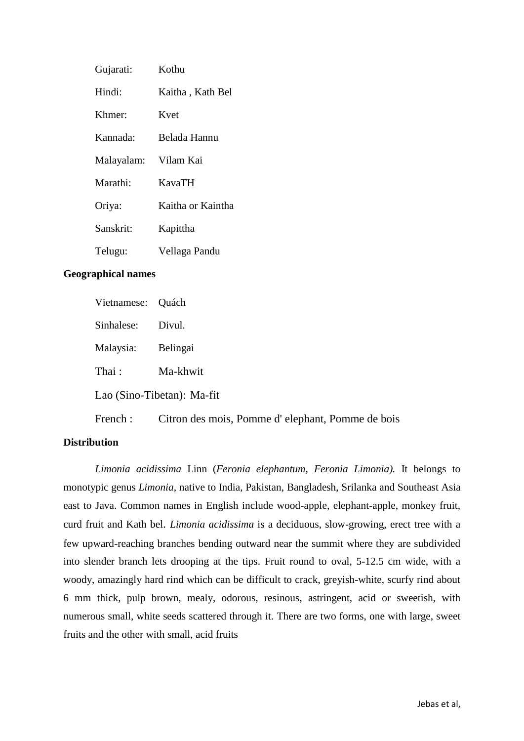Gujarati: Kothu

Hindi: Kaitha , Kath Bel

Khmer: Kvet

Kannada: Belada Hannu

Malayalam: Vilam Kai

Marathi: KavaTH

Oriya: Kaitha or Kaintha

Sanskrit: Kapittha

Telugu: Vellaga Pandu

**Geographical names**

Vietnamese: Quách

Sinhalese: Divul.

Malaysia: Belingai

Thai : Ma-khwit

Lao (Sino-Tibetan): Ma-fit

French : Citron des mois, Pomme d' elephant, Pomme de bois

**Distribution**

*Limonia acidissima* Linn (*Feronia elephantum, Feronia Limonia).* It belongs to monotypic genus *Limonia*, native to India, Pakistan, Bangladesh, Srilanka and Southeast Asia east to Java. Common names in English include wood-apple, elephant-apple, monkey fruit, curd fruit and Kath bel. *Limonia acidissima* is a deciduous, slow-growing, erect tree with a few upward-reaching branches bending outward near the summit where they are subdivided into slender branch lets drooping at the tips. Fruit round to oval, 5-12.5 cm wide, with a woody, amazingly hard rind which can be difficult to crack, greyish-white, scurfy rind about 6 mm thick, pulp brown, mealy, odorous, resinous, astringent, acid or sweetish, with numerous small, white seeds scattered through it. There are two forms, one with large, sweet fruits and the other with small, acid fruits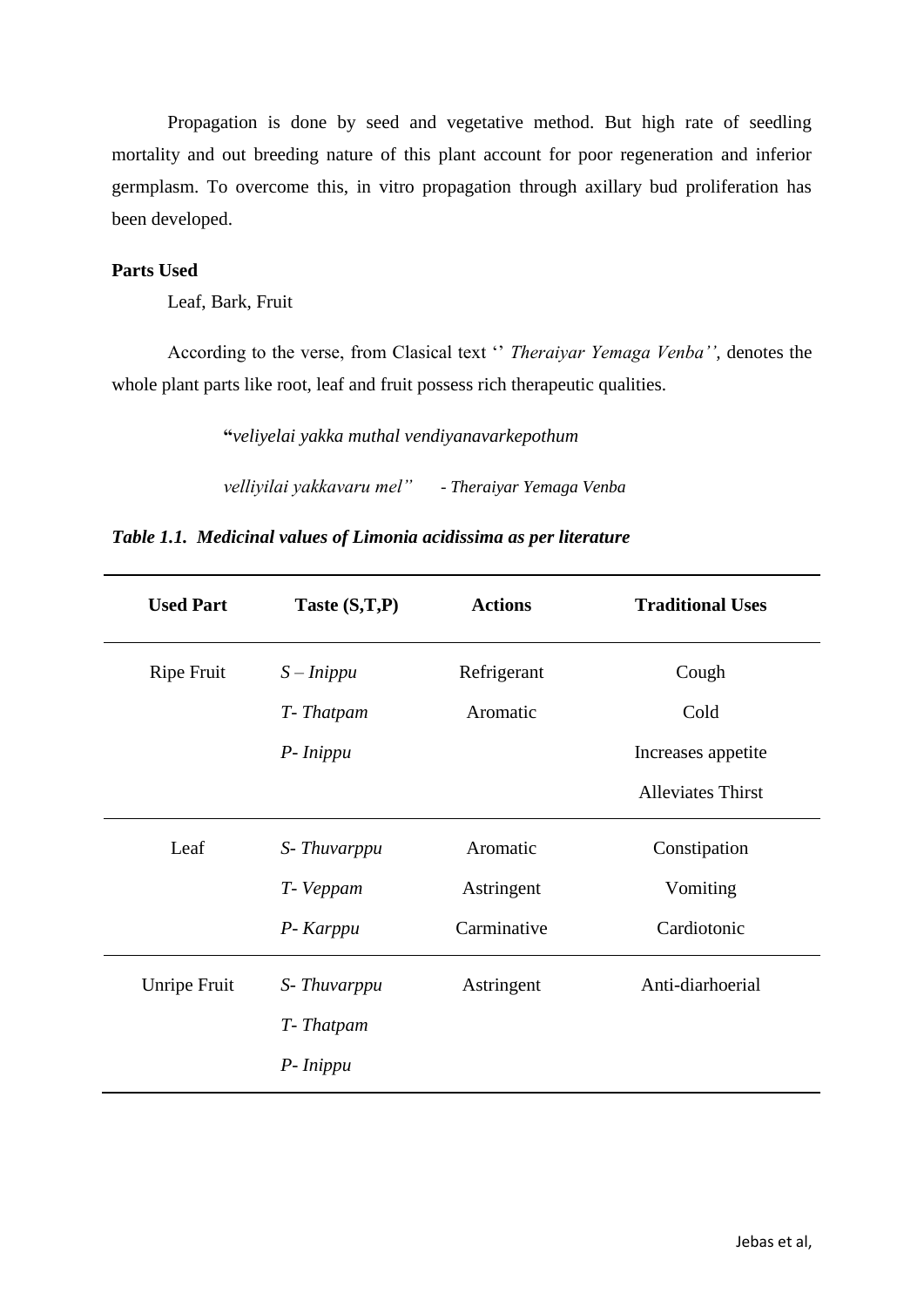Propagation is done by seed and vegetative method. But high rate of seedling mortality and out breeding nature of this plant account for poor regeneration and inferior germplasm. To overcome this, in vitro propagation through axillary bud proliferation has been developed.

**Parts Used**

Leaf, Bark, Fruit

According to the verse, from Clasical text '' *Theraiyar Yemaga Venba''*, denotes the whole plant parts like root, leaf and fruit possess rich therapeutic qualities.

**"***veliyelai yakka muthal vendiyanavarkepothum*

*velliyilai yakkavaru mel"* - *Theraiyar Yemaga Venba*

***Table 1.1. Medicinal values of Limonia acidissima as per literature***

| Used Part | Taste (S,T,P) | Actions | Traditional Uses |
|---|---|---|---|
| Ripe Fruit | *S – Inippu*<br>*T- Thatpam*<br>*P- Inippu* | Refrigerant<br>Aromatic | Cough<br>Cold<br>Increases appetite<br>Alleviates Thirst |
| Leaf | *S- Thuvarppu*<br>*T- Veppam*<br>*P- Karppu* | Aromatic<br>Astringent<br>Carminative | Constipation<br>Vomiting<br>Cardiotonic |
| Unripe Fruit | *S- Thuvarppu*<br>*T- Thatpam*<br>*P- Inippu* | Astringent | Anti-diarhoerial |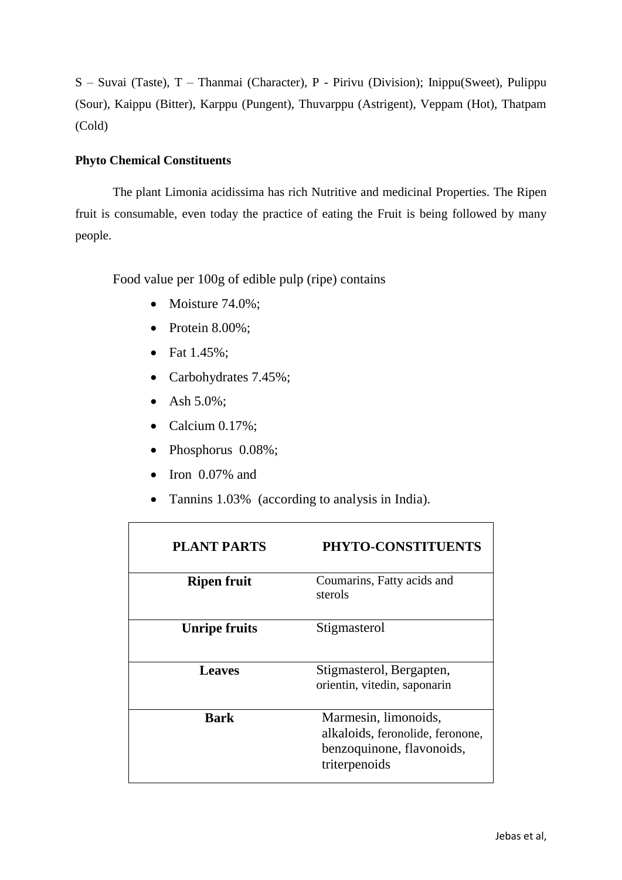S – Suvai (Taste), T – Thanmai (Character), P - Pirivu (Division); Inippu(Sweet), Pulippu (Sour), Kaippu (Bitter), Karppu (Pungent), Thuvarppu (Astrigent), Veppam (Hot), Thatpam (Cold)

**Phyto Chemical Constituents**

The plant Limonia acidissima has rich Nutritive and medicinal Properties. The Ripen fruit is consumable, even today the practice of eating the Fruit is being followed by many people.

Food value per 100g of edible pulp (ripe) contains

- Moisture 74.0%;
- Protein 8.00%;
- Fat 1.45%;
- Carbohydrates 7.45%;
- Ash 5.0%;
- Calcium 0.17%;
- Phosphorus 0.08%;
- Iron 0.07% and
- Tannins 1.03% (according to analysis in India).

| PLANT PARTS | PHYTO-CONSTITUENTS |
|---|---|
| **Ripen fruit** | Coumarins, Fatty acids and sterols |
| **Unripe fruits** | Stigmasterol |
| **Leaves** | Stigmasterol, Bergapten, orientin, vitedin, saponarin |
| **Bark** | Marmesin, limonoids, alkaloids, feronolide, feronone, benzoquinone, flavonoids, triterpenoids |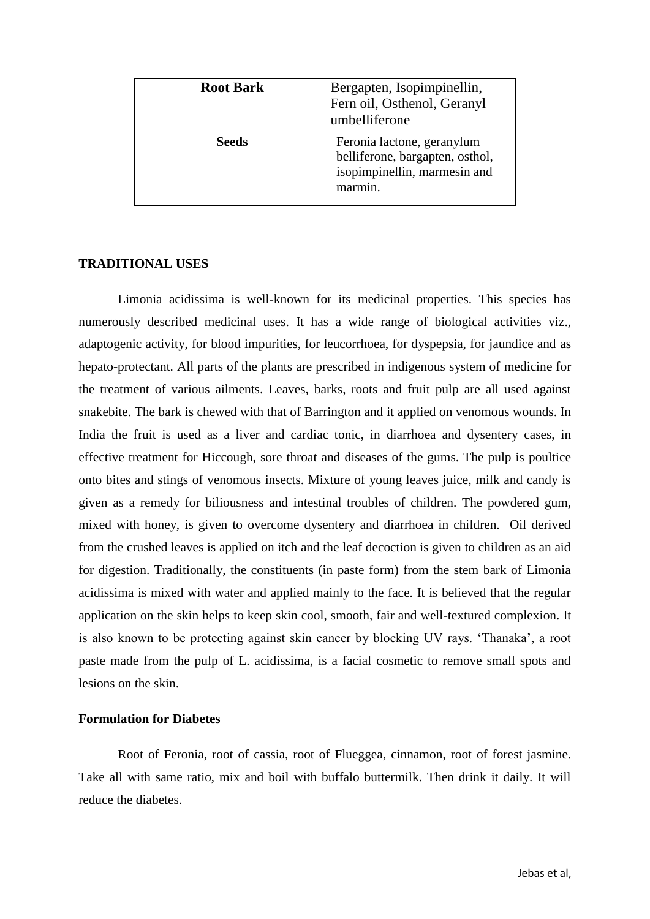| Root Bark | Bergapten, Isopimpinellin, Fern oil, Osthenol, Geranyl umbelliferone |
| --- | --- |
| Seeds | Feronia lactone, geranylum belliferone, bargapten, osthol, isopimpinellin, marmesin and marmin. |

## TRADITIONAL USES

Limonia acidissima is well-known for its medicinal properties. This species has numerously described medicinal uses. It has a wide range of biological activities viz., adaptogenic activity, for blood impurities, for leucorrhoea, for dyspepsia, for jaundice and as hepato-protectant. All parts of the plants are prescribed in indigenous system of medicine for the treatment of various ailments. Leaves, barks, roots and fruit pulp are all used against snakebite. The bark is chewed with that of Barrington and it applied on venomous wounds. In India the fruit is used as a liver and cardiac tonic, in diarrhoea and dysentery cases, in effective treatment for Hiccough, sore throat and diseases of the gums. The pulp is poultice onto bites and stings of venomous insects. Mixture of young leaves juice, milk and candy is given as a remedy for biliousness and intestinal troubles of children. The powdered gum, mixed with honey, is given to overcome dysentery and diarrhoea in children. Oil derived from the crushed leaves is applied on itch and the leaf decoction is given to children as an aid for digestion. Traditionally, the constituents (in paste form) from the stem bark of Limonia acidissima is mixed with water and applied mainly to the face. It is believed that the regular application on the skin helps to keep skin cool, smooth, fair and well-textured complexion. It is also known to be protecting against skin cancer by blocking UV rays. 'Thanaka', a root paste made from the pulp of L. acidissima, is a facial cosmetic to remove small spots and lesions on the skin.

### Formulation for Diabetes

Root of Feronia, root of cassia, root of Flueggea, cinnamon, root of forest jasmine. Take all with same ratio, mix and boil with buffalo buttermilk. Then drink it daily. It will reduce the diabetes.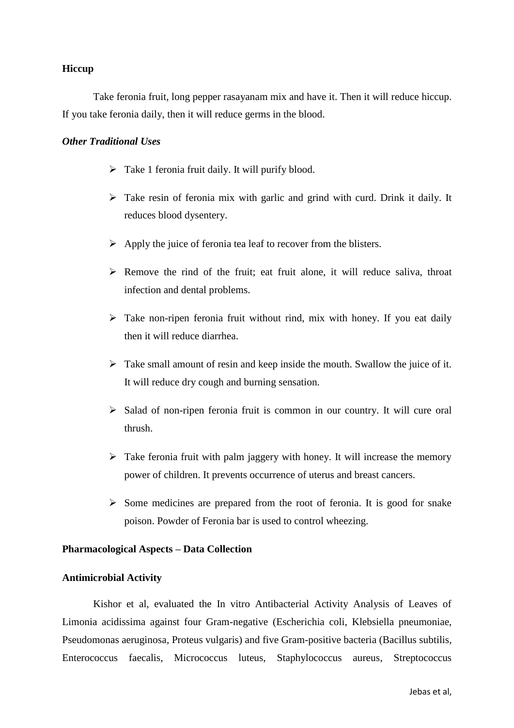**Hiccup**

Take feronia fruit, long pepper rasayanam mix and have it. Then it will reduce hiccup. If you take feronia daily, then it will reduce germs in the blood.

***Other Traditional Uses***

- Take 1 feronia fruit daily. It will purify blood.
- Take resin of feronia mix with garlic and grind with curd. Drink it daily. It reduces blood dysentery.
- Apply the juice of feronia tea leaf to recover from the blisters.
- Remove the rind of the fruit; eat fruit alone, it will reduce saliva, throat infection and dental problems.
- Take non-ripen feronia fruit without rind, mix with honey. If you eat daily then it will reduce diarrhea.
- Take small amount of resin and keep inside the mouth. Swallow the juice of it. It will reduce dry cough and burning sensation.
- Salad of non-ripen feronia fruit is common in our country. It will cure oral thrush.
- Take feronia fruit with palm jaggery with honey. It will increase the memory power of children. It prevents occurrence of uterus and breast cancers.
- Some medicines are prepared from the root of feronia. It is good for snake poison. Powder of Feronia bar is used to control wheezing.

**Pharmacological Aspects – Data Collection**

**Antimicrobial Activity**

Kishor et al, evaluated the In vitro Antibacterial Activity Analysis of Leaves of Limonia acidissima against four Gram-negative (Escherichia coli, Klebsiella pneumoniae, Pseudomonas aeruginosa, Proteus vulgaris) and five Gram-positive bacteria (Bacillus subtilis, Enterococcus faecalis, Micrococcus luteus, Staphylococcus aureus, Streptococcus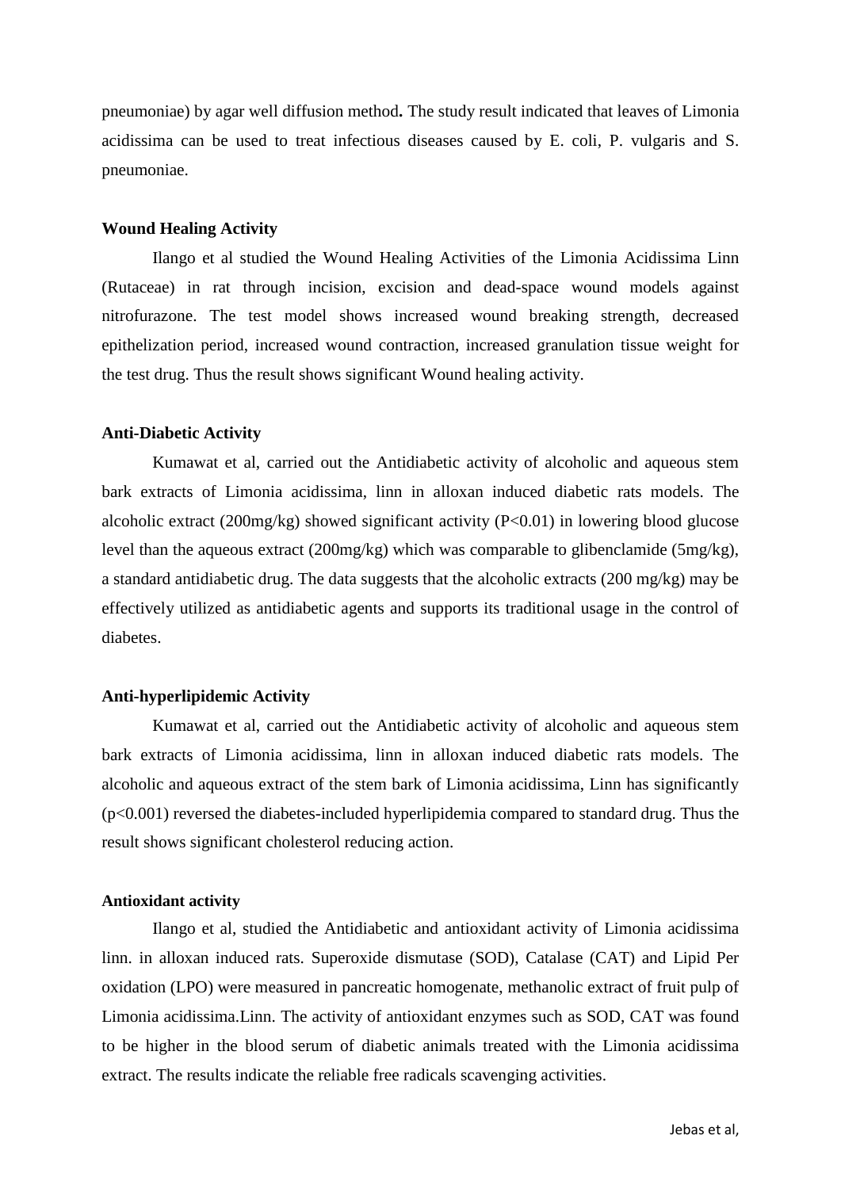pneumoniae) by agar well diffusion method**.** The study result indicated that leaves of Limonia acidissima can be used to treat infectious diseases caused by E. coli, P. vulgaris and S. pneumoniae.

**Wound Healing Activity**

Ilango et al studied the Wound Healing Activities of the Limonia Acidissima Linn (Rutaceae) in rat through incision, excision and dead-space wound models against nitrofurazone. The test model shows increased wound breaking strength, decreased epithelization period, increased wound contraction, increased granulation tissue weight for the test drug. Thus the result shows significant Wound healing activity.

**Anti-Diabetic Activity**

Kumawat et al, carried out the Antidiabetic activity of alcoholic and aqueous stem bark extracts of Limonia acidissima, linn in alloxan induced diabetic rats models. The alcoholic extract (200mg/kg) showed significant activity ($P<0.01$) in lowering blood glucose level than the aqueous extract (200mg/kg) which was comparable to glibenclamide (5mg/kg), a standard antidiabetic drug. The data suggests that the alcoholic extracts (200 mg/kg) may be effectively utilized as antidiabetic agents and supports its traditional usage in the control of diabetes.

**Anti-hyperlipidemic Activity**

Kumawat et al, carried out the Antidiabetic activity of alcoholic and aqueous stem bark extracts of Limonia acidissima, linn in alloxan induced diabetic rats models. The alcoholic and aqueous extract of the stem bark of Limonia acidissima, Linn has significantly ($p<0.001$) reversed the diabetes-included hyperlipidemia compared to standard drug. Thus the result shows significant cholesterol reducing action.

**Antioxidant activity**

Ilango et al, studied the Antidiabetic and antioxidant activity of Limonia acidissima linn. in alloxan induced rats. Superoxide dismutase (SOD), Catalase (CAT) and Lipid Per oxidation (LPO) were measured in pancreatic homogenate, methanolic extract of fruit pulp of Limonia acidissima.Linn. The activity of antioxidant enzymes such as SOD, CAT was found to be higher in the blood serum of diabetic animals treated with the Limonia acidissima extract. The results indicate the reliable free radicals scavenging activities.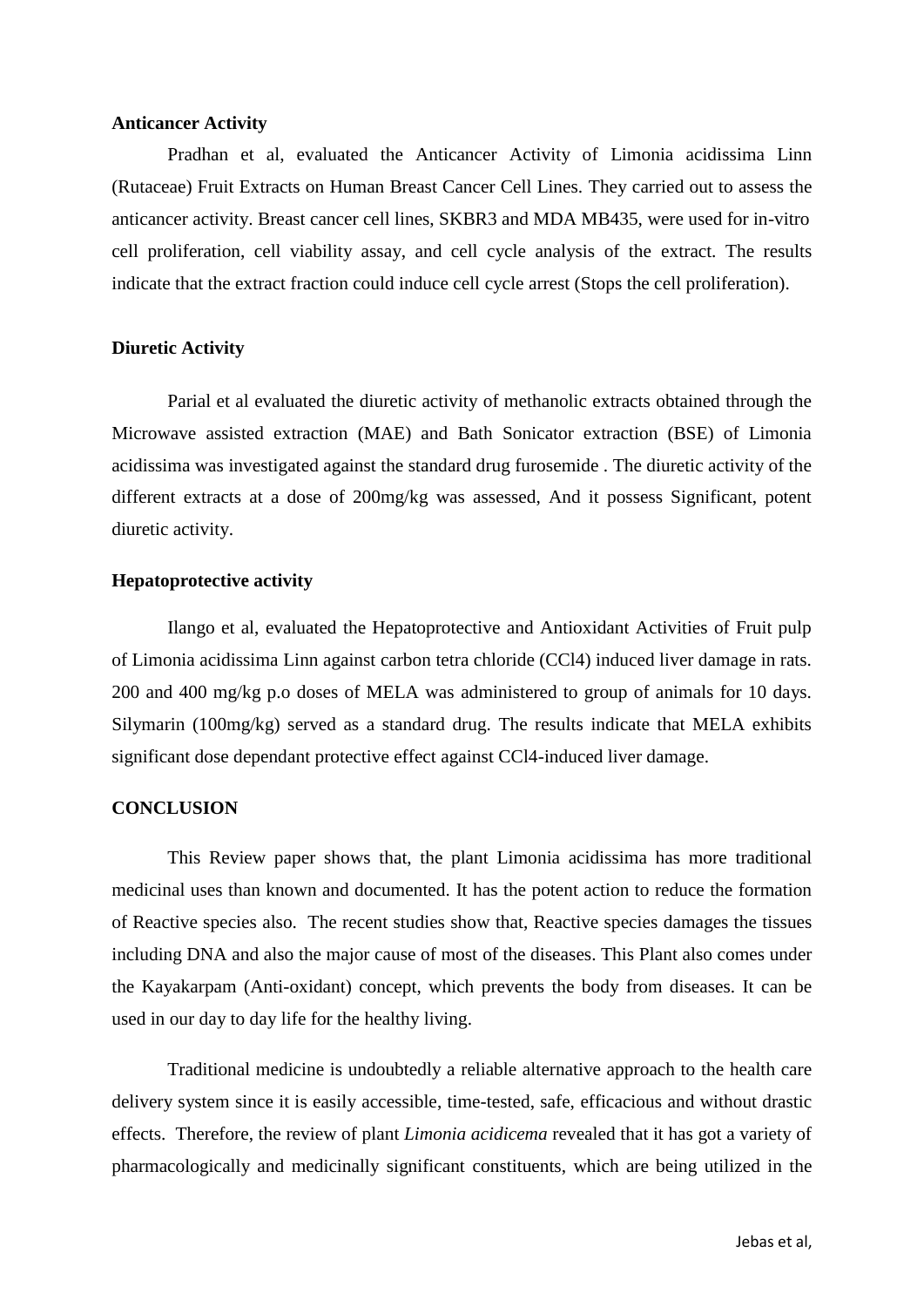**Anticancer Activity**

Pradhan et al, evaluated the Anticancer Activity of Limonia acidissima Linn (Rutaceae) Fruit Extracts on Human Breast Cancer Cell Lines. They carried out to assess the anticancer activity. Breast cancer cell lines, SKBR3 and MDA MB435, were used for in-vitro cell proliferation, cell viability assay, and cell cycle analysis of the extract. The results indicate that the extract fraction could induce cell cycle arrest (Stops the cell proliferation).

**Diuretic Activity**

Parial et al evaluated the diuretic activity of methanolic extracts obtained through the Microwave assisted extraction (MAE) and Bath Sonicator extraction (BSE) of Limonia acidissima was investigated against the standard drug furosemide . The diuretic activity of the different extracts at a dose of 200mg/kg was assessed, And it possess Significant, potent diuretic activity.

**Hepatoprotective activity**

Ilango et al, evaluated the Hepatoprotective and Antioxidant Activities of Fruit pulp of Limonia acidissima Linn against carbon tetra chloride ($CCl_4$) induced liver damage in rats. 200 and 400 mg/kg p.o doses of MELA was administered to group of animals for 10 days. Silymarin (100mg/kg) served as a standard drug. The results indicate that MELA exhibits significant dose dependant protective effect against $CCl_4$-induced liver damage.

**CONCLUSION**

This Review paper shows that, the plant Limonia acidissima has more traditional medicinal uses than known and documented. It has the potent action to reduce the formation of Reactive species also. The recent studies show that, Reactive species damages the tissues including DNA and also the major cause of most of the diseases. This Plant also comes under the Kayakarpam (Anti-oxidant) concept, which prevents the body from diseases. It can be used in our day to day life for the healthy living.

Traditional medicine is undoubtedly a reliable alternative approach to the health care delivery system since it is easily accessible, time-tested, safe, efficacious and without drastic effects. Therefore, the review of plant *Limonia acidicema* revealed that it has got a variety of pharmacologically and medicinally significant constituents, which are being utilized in the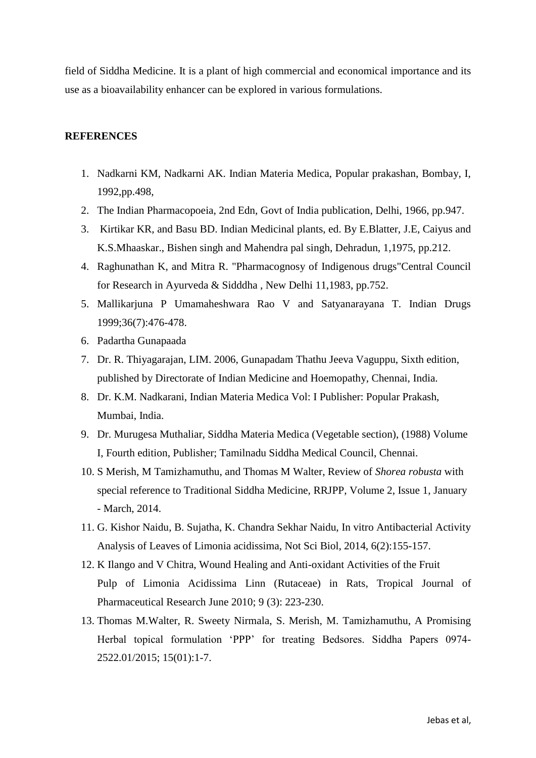field of Siddha Medicine. It is a plant of high commercial and economical importance and its use as a bioavailability enhancer can be explored in various formulations.

## REFERENCES

1. Nadkarni KM, Nadkarni AK. Indian Materia Medica, Popular prakashan, Bombay, I, 1992,pp.498,
2. The Indian Pharmacopoeia, 2nd Edn, Govt of India publication, Delhi, 1966, pp.947.
3. Kirtikar KR, and Basu BD. Indian Medicinal plants, ed. By E.Blatter, J.E, Caiyus and K.S.Mhaaskar., Bishen singh and Mahendra pal singh, Dehradun, 1,1975, pp.212.
4. Raghunathan K, and Mitra R. "Pharmacognosy of Indigenous drugs"Central Council for Research in Ayurveda & Sidddha , New Delhi 11,1983, pp.752.
5. Mallikarjuna P Umamaheshwara Rao V and Satyanarayana T. Indian Drugs 1999;36(7):476-478.
6. Padartha Gunapaada
7. Dr. R. Thiyagarajan, LIM. 2006, Gunapadam Thathu Jeeva Vaguppu, Sixth edition, published by Directorate of Indian Medicine and Hoemopathy, Chennai, India.
8. Dr. K.M. Nadkarani, Indian Materia Medica Vol: I Publisher: Popular Prakash, Mumbai, India.
9. Dr. Murugesa Muthaliar, Siddha Materia Medica (Vegetable section), (1988) Volume I, Fourth edition, Publisher; Tamilnadu Siddha Medical Council, Chennai.
10. S Merish, M Tamizhamuthu, and Thomas M Walter, Review of *Shorea robusta* with special reference to Traditional Siddha Medicine, RRJPP, Volume 2, Issue 1, January - March, 2014.
11. G. Kishor Naidu, B. Sujatha, K. Chandra Sekhar Naidu, In vitro Antibacterial Activity Analysis of Leaves of Limonia acidissima, Not Sci Biol, 2014, 6(2):155-157.
12. K Ilango and V Chitra, Wound Healing and Anti-oxidant Activities of the Fruit Pulp of Limonia Acidissima Linn (Rutaceae) in Rats, Tropical Journal of Pharmaceutical Research June 2010; 9 (3): 223-230.
13. Thomas M.Walter, R. Sweety Nirmala, S. Merish, M. Tamizhamuthu, A Promising Herbal topical formulation 'PPP' for treating Bedsores. Siddha Papers 0974-2522.01/2015; 15(01):1-7.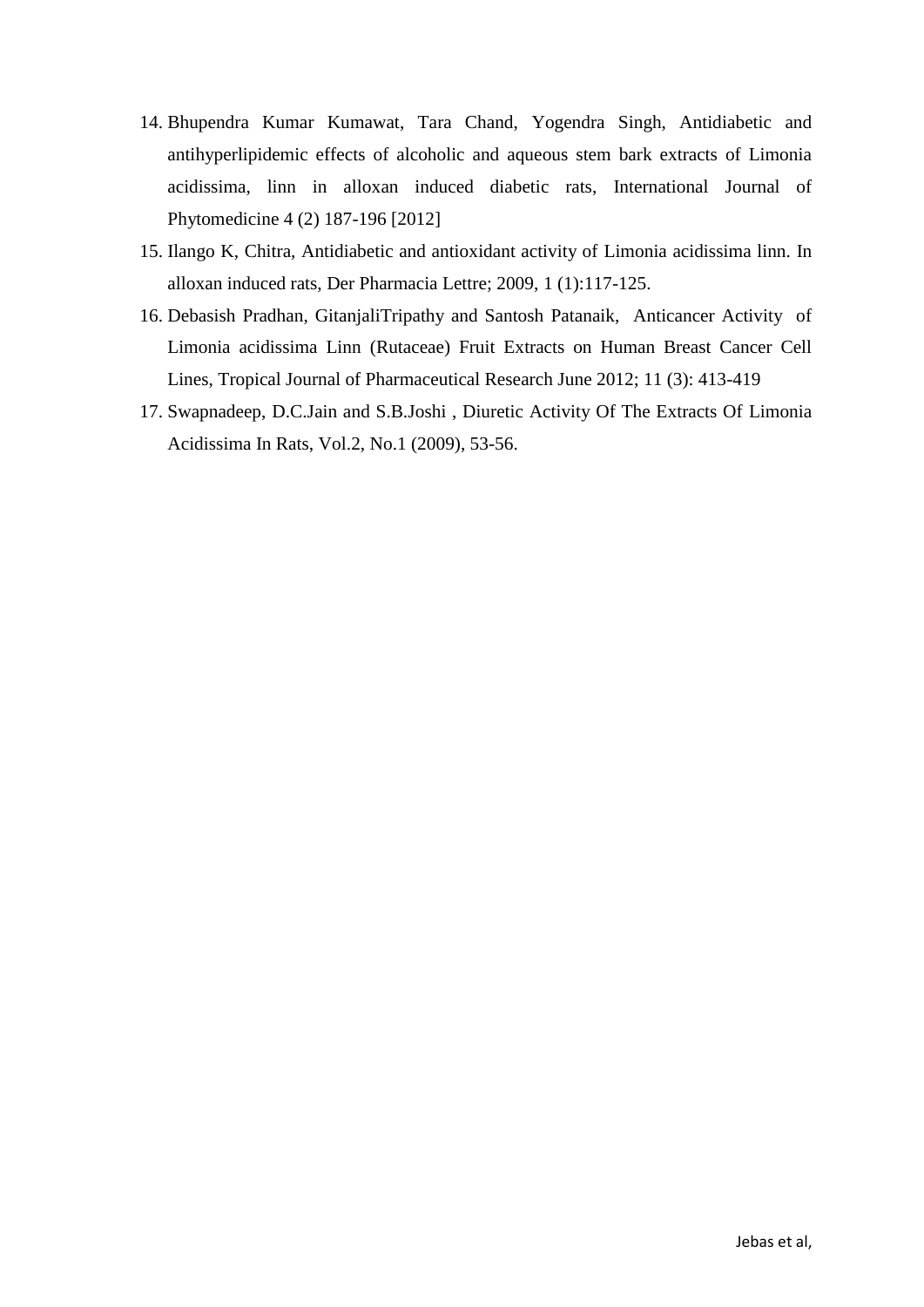14. Bhupendra Kumar Kumawat, Tara Chand, Yogendra Singh, Antidiabetic and antihyperlipidemic effects of alcoholic and aqueous stem bark extracts of Limonia acidissima, linn in alloxan induced diabetic rats, International Journal of Phytomedicine 4 (2) 187-196 [2012]
15. Ilango K, Chitra, Antidiabetic and antioxidant activity of Limonia acidissima linn. In alloxan induced rats, Der Pharmacia Lettre; 2009, 1 (1):117-125.
16. Debasish Pradhan, GitanjaliTripathy and Santosh Patanaik, Anticancer Activity of Limonia acidissima Linn (Rutaceae) Fruit Extracts on Human Breast Cancer Cell Lines, Tropical Journal of Pharmaceutical Research June 2012; 11 (3): 413-419
17. Swapnadeep, D.C.Jain and S.B.Joshi , Diuretic Activity Of The Extracts Of Limonia Acidissima In Rats, Vol.2, No.1 (2009), 53-56.